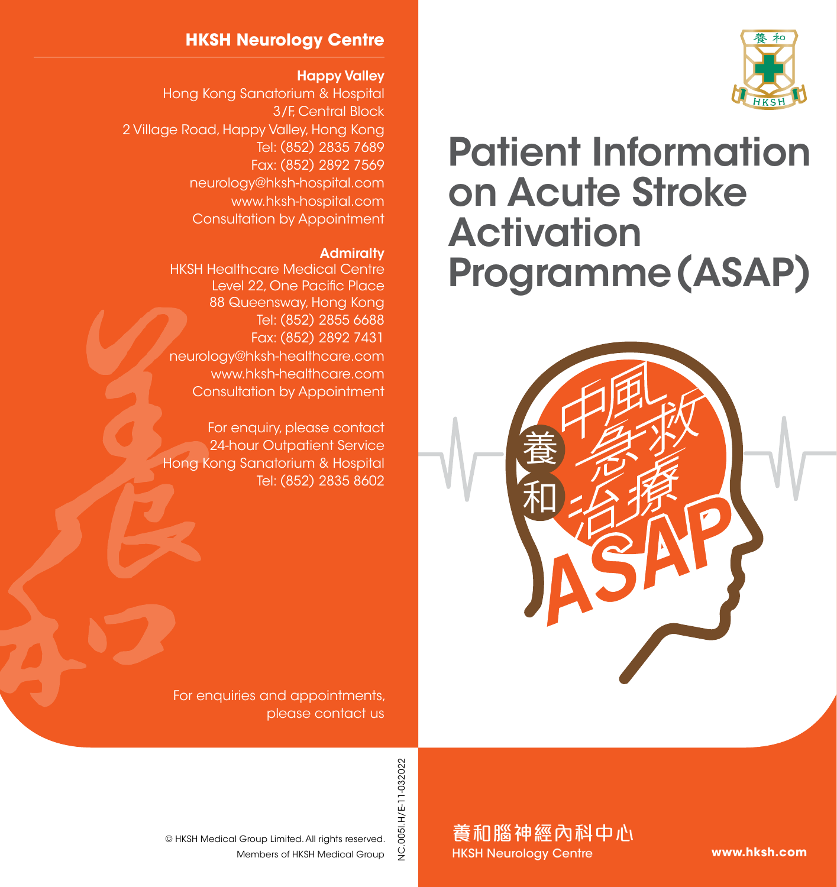## HKSH Neurology Centre

**Happy Valley**
Hong Kong Sanatorium & Hospital
3/F, Central Block
2 Village Road, Happy Valley, Hong Kong
Tel: (852) 2835 7689
Fax: (852) 2892 7569
neurology@hksh-hospital.com
www.hksh-hospital.com
Consultation by Appointment

**Admiralty**
HKSH Healthcare Medical Centre
Level 22, One Pacific Place
88 Queensway, Hong Kong
Tel: (852) 2855 6688
Fax: (852) 2892 7431
neurology@hksh-healthcare.com
www.hksh-healthcare.com
Consultation by Appointment

For enquiry, please contact
24-hour Outpatient Service
Hong Kong Sanatorium & Hospital
Tel: (852) 2835 8602

For enquiries and appointments, please contact us

© HKSH Medical Group Limited. All rights reserved.
Members of HKSH Medical Group

NC.005I.H/E-11-032022

# Patient Information on Acute Stroke Activation Programme (ASAP)

養和 中風急救治療 ASAP

養和腦神經內科中心
HKSH Neurology Centre

www.hksh.com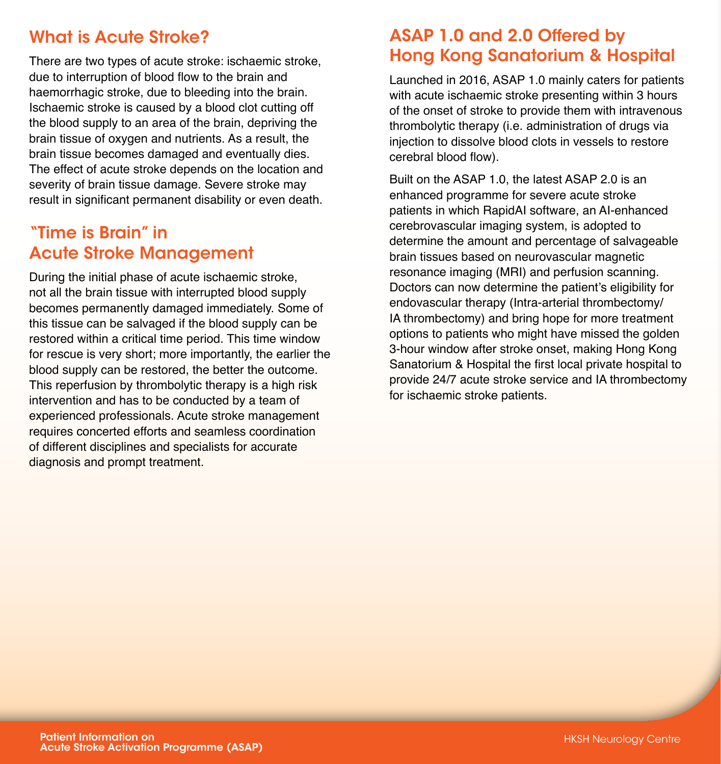## What is Acute Stroke?

There are two types of acute stroke: ischaemic stroke, due to interruption of blood flow to the brain and haemorrhagic stroke, due to bleeding into the brain. Ischaemic stroke is caused by a blood clot cutting off the blood supply to an area of the brain, depriving the brain tissue of oxygen and nutrients. As a result, the brain tissue becomes damaged and eventually dies. The effect of acute stroke depends on the location and severity of brain tissue damage. Severe stroke may result in significant permanent disability or even death.

## "Time is Brain" in Acute Stroke Management

During the initial phase of acute ischaemic stroke, not all the brain tissue with interrupted blood supply becomes permanently damaged immediately. Some of this tissue can be salvaged if the blood supply can be restored within a critical time period. This time window for rescue is very short; more importantly, the earlier the blood supply can be restored, the better the outcome. This reperfusion by thrombolytic therapy is a high risk intervention and has to be conducted by a team of experienced professionals. Acute stroke management requires concerted efforts and seamless coordination of different disciplines and specialists for accurate diagnosis and prompt treatment.

## ASAP 1.0 and 2.0 Offered by Hong Kong Sanatorium & Hospital

Launched in 2016, ASAP 1.0 mainly caters for patients with acute ischaemic stroke presenting within 3 hours of the onset of stroke to provide them with intravenous thrombolytic therapy (i.e. administration of drugs via injection to dissolve blood clots in vessels to restore cerebral blood flow).

Built on the ASAP 1.0, the latest ASAP 2.0 is an enhanced programme for severe acute stroke patients in which RapidAI software, an AI-enhanced cerebrovascular imaging system, is adopted to determine the amount and percentage of salvageable brain tissues based on neurovascular magnetic resonance imaging (MRI) and perfusion scanning. Doctors can now determine the patient's eligibility for endovascular therapy (Intra-arterial thrombectomy/ IA thrombectomy) and bring hope for more treatment options to patients who might have missed the golden 3-hour window after stroke onset, making Hong Kong Sanatorium & Hospital the first local private hospital to provide 24/7 acute stroke service and IA thrombectomy for ischaemic stroke patients.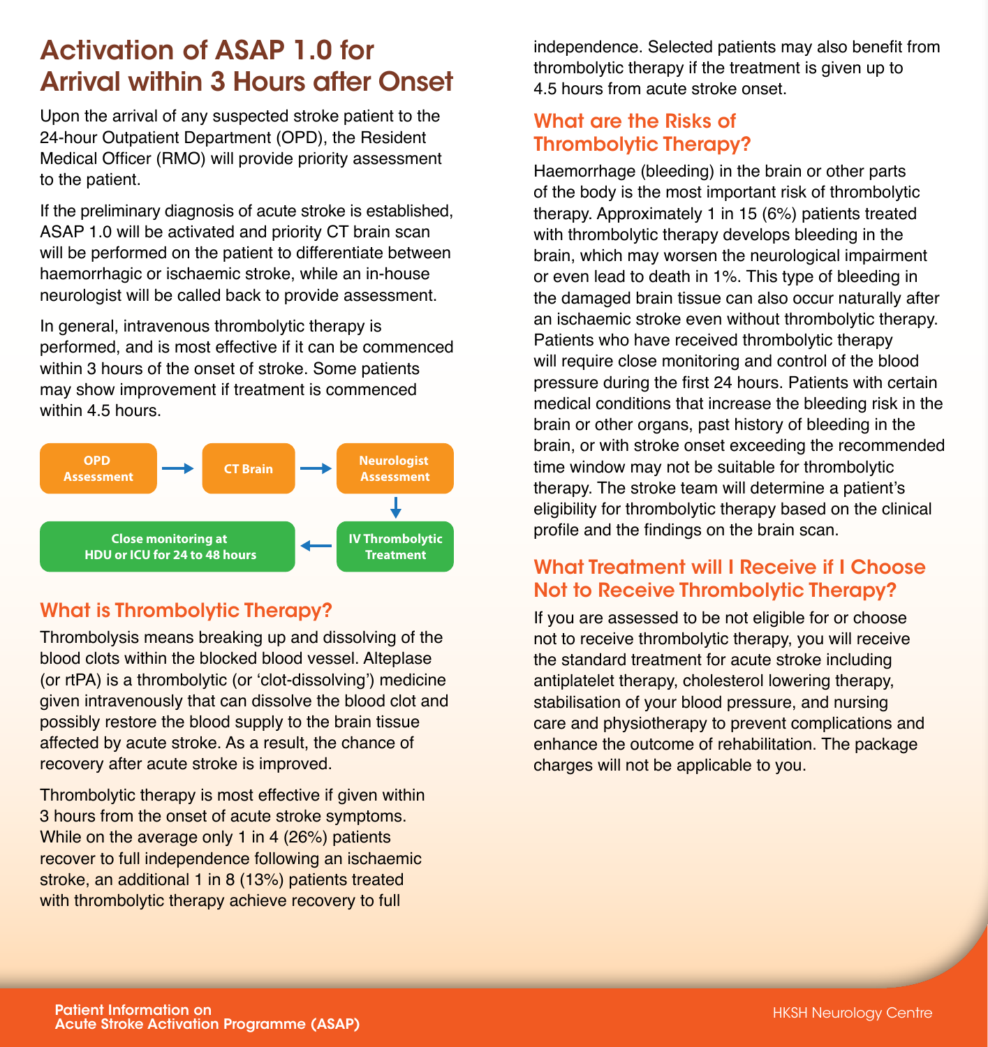# Activation of ASAP 1.0 for Arrival within 3 Hours after Onset

Upon the arrival of any suspected stroke patient to the 24-hour Outpatient Department (OPD), the Resident Medical Officer (RMO) will provide priority assessment to the patient.

If the preliminary diagnosis of acute stroke is established, ASAP 1.0 will be activated and priority CT brain scan will be performed on the patient to differentiate between haemorrhagic or ischaemic stroke, while an in-house neurologist will be called back to provide assessment.

In general, intravenous thrombolytic therapy is performed, and is most effective if it can be commenced within 3 hours of the onset of stroke. Some patients may show improvement if treatment is commenced within 4.5 hours.

OPD Assessment → CT Brain → Neurologist Assessment → IV Thrombolytic Treatment → Close monitoring at HDU or ICU for 24 to 48 hours

## What is Thrombolytic Therapy?

Thrombolysis means breaking up and dissolving of the blood clots within the blocked blood vessel. Alteplase (or rtPA) is a thrombolytic (or 'clot-dissolving') medicine given intravenously that can dissolve the blood clot and possibly restore the blood supply to the brain tissue affected by acute stroke. As a result, the chance of recovery after acute stroke is improved.

Thrombolytic therapy is most effective if given within 3 hours from the onset of acute stroke symptoms. While on the average only 1 in 4 (26%) patients recover to full independence following an ischaemic stroke, an additional 1 in 8 (13%) patients treated with thrombolytic therapy achieve recovery to full independence. Selected patients may also benefit from thrombolytic therapy if the treatment is given up to 4.5 hours from acute stroke onset.

## What are the Risks of Thrombolytic Therapy?

Haemorrhage (bleeding) in the brain or other parts of the body is the most important risk of thrombolytic therapy. Approximately 1 in 15 (6%) patients treated with thrombolytic therapy develops bleeding in the brain, which may worsen the neurological impairment or even lead to death in 1%. This type of bleeding in the damaged brain tissue can also occur naturally after an ischaemic stroke even without thrombolytic therapy. Patients who have received thrombolytic therapy will require close monitoring and control of the blood pressure during the first 24 hours. Patients with certain medical conditions that increase the bleeding risk in the brain or other organs, past history of bleeding in the brain, or with stroke onset exceeding the recommended time window may not be suitable for thrombolytic therapy. The stroke team will determine a patient's eligibility for thrombolytic therapy based on the clinical profile and the findings on the brain scan.

## What Treatment will I Receive if I Choose Not to Receive Thrombolytic Therapy?

If you are assessed to be not eligible for or choose not to receive thrombolytic therapy, you will receive the standard treatment for acute stroke including antiplatelet therapy, cholesterol lowering therapy, stabilisation of your blood pressure, and nursing care and physiotherapy to prevent complications and enhance the outcome of rehabilitation. The package charges will not be applicable to you.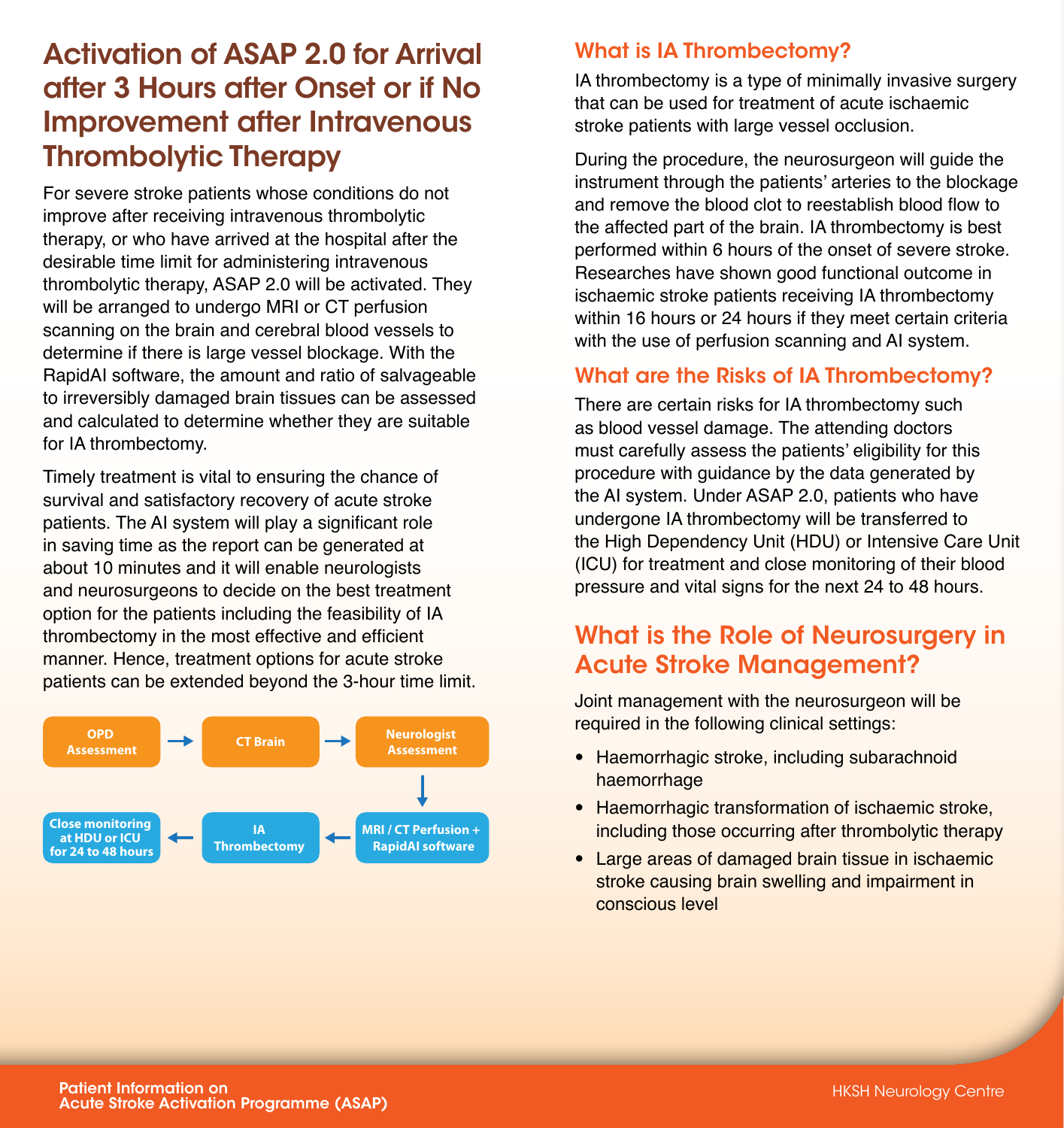## Activation of ASAP 2.0 for Arrival after 3 Hours after Onset or if No Improvement after Intravenous Thrombolytic Therapy

For severe stroke patients whose conditions do not improve after receiving intravenous thrombolytic therapy, or who have arrived at the hospital after the desirable time limit for administering intravenous thrombolytic therapy, ASAP 2.0 will be activated. They will be arranged to undergo MRI or CT perfusion scanning on the brain and cerebral blood vessels to determine if there is large vessel blockage. With the RapidAI software, the amount and ratio of salvageable to irreversibly damaged brain tissues can be assessed and calculated to determine whether they are suitable for IA thrombectomy.

Timely treatment is vital to ensuring the chance of survival and satisfactory recovery of acute stroke patients. The AI system will play a significant role in saving time as the report can be generated at about 10 minutes and it will enable neurologists and neurosurgeons to decide on the best treatment option for the patients including the feasibility of IA thrombectomy in the most effective and efficient manner. Hence, treatment options for acute stroke patients can be extended beyond the 3-hour time limit.

OPD Assessment → CT Brain → Neurologist Assessment → MRI / CT Perfusion + RapidAI software → IA Thrombectomy → Close monitoring at HDU or ICU for 24 to 48 hours

### What is IA Thrombectomy?

IA thrombectomy is a type of minimally invasive surgery that can be used for treatment of acute ischaemic stroke patients with large vessel occlusion.

During the procedure, the neurosurgeon will guide the instrument through the patients' arteries to the blockage and remove the blood clot to reestablish blood flow to the affected part of the brain. IA thrombectomy is best performed within 6 hours of the onset of severe stroke. Researches have shown good functional outcome in ischaemic stroke patients receiving IA thrombectomy within 16 hours or 24 hours if they meet certain criteria with the use of perfusion scanning and AI system.

### What are the Risks of IA Thrombectomy?

There are certain risks for IA thrombectomy such as blood vessel damage. The attending doctors must carefully assess the patients' eligibility for this procedure with guidance by the data generated by the AI system. Under ASAP 2.0, patients who have undergone IA thrombectomy will be transferred to the High Dependency Unit (HDU) or Intensive Care Unit (ICU) for treatment and close monitoring of their blood pressure and vital signs for the next 24 to 48 hours.

## What is the Role of Neurosurgery in Acute Stroke Management?

Joint management with the neurosurgeon will be required in the following clinical settings:

- Haemorrhagic stroke, including subarachnoid haemorrhage
- Haemorrhagic transformation of ischaemic stroke, including those occurring after thrombolytic therapy
- Large areas of damaged brain tissue in ischaemic stroke causing brain swelling and impairment in conscious level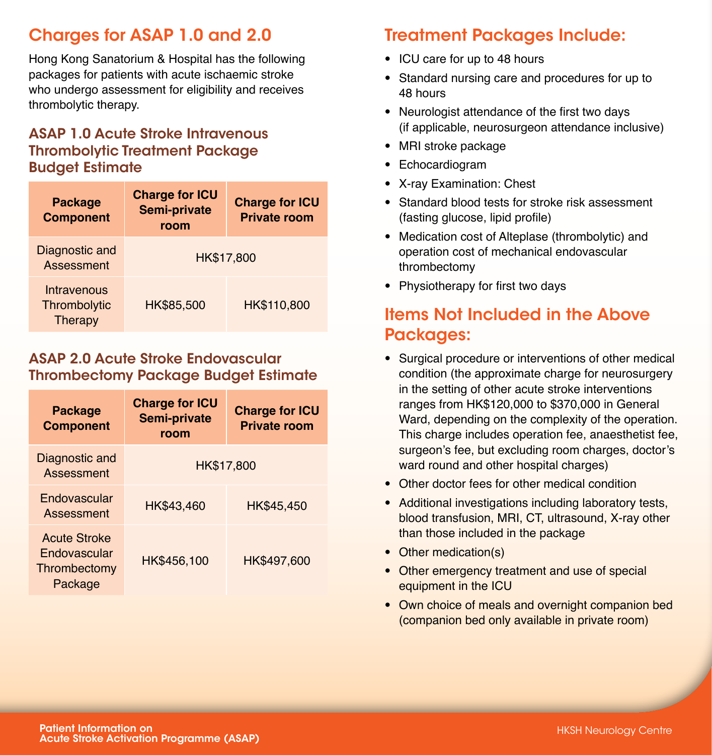## Charges for ASAP 1.0 and 2.0

Hong Kong Sanatorium & Hospital has the following packages for patients with acute ischaemic stroke who undergo assessment for eligibility and receives thrombolytic therapy.

### ASAP 1.0 Acute Stroke Intravenous Thrombolytic Treatment Package Budget Estimate

| Package Component | Charge for ICU Semi-private room | Charge for ICU Private room |
|---|---|---|
| Diagnostic and Assessment | HK$17,800 | |
| Intravenous Thrombolytic Therapy | HK$85,500 | HK$110,800 |

### ASAP 2.0 Acute Stroke Endovascular Thrombectomy Package Budget Estimate

| Package Component | Charge for ICU Semi-private room | Charge for ICU Private room |
|---|---|---|
| Diagnostic and Assessment | HK$17,800 | |
| Endovascular Assessment | HK$43,460 | HK$45,450 |
| Acute Stroke Endovascular Thrombectomy Package | HK$456,100 | HK$497,600 |

## Treatment Packages Include:

- ICU care for up to 48 hours
- Standard nursing care and procedures for up to 48 hours
- Neurologist attendance of the first two days (if applicable, neurosurgeon attendance inclusive)
- MRI stroke package
- Echocardiogram
- X-ray Examination: Chest
- Standard blood tests for stroke risk assessment (fasting glucose, lipid profile)
- Medication cost of Alteplase (thrombolytic) and operation cost of mechanical endovascular thrombectomy
- Physiotherapy for first two days

## Items Not Included in the Above Packages:

- Surgical procedure or interventions of other medical condition (the approximate charge for neurosurgery in the setting of other acute stroke interventions ranges from HK$120,000 to $370,000 in General Ward, depending on the complexity of the operation. This charge includes operation fee, anaesthetist fee, surgeon's fee, but excluding room charges, doctor's ward round and other hospital charges)
- Other doctor fees for other medical condition
- Additional investigations including laboratory tests, blood transfusion, MRI, CT, ultrasound, X-ray other than those included in the package
- Other medication(s)
- Other emergency treatment and use of special equipment in the ICU
- Own choice of meals and overnight companion bed (companion bed only available in private room)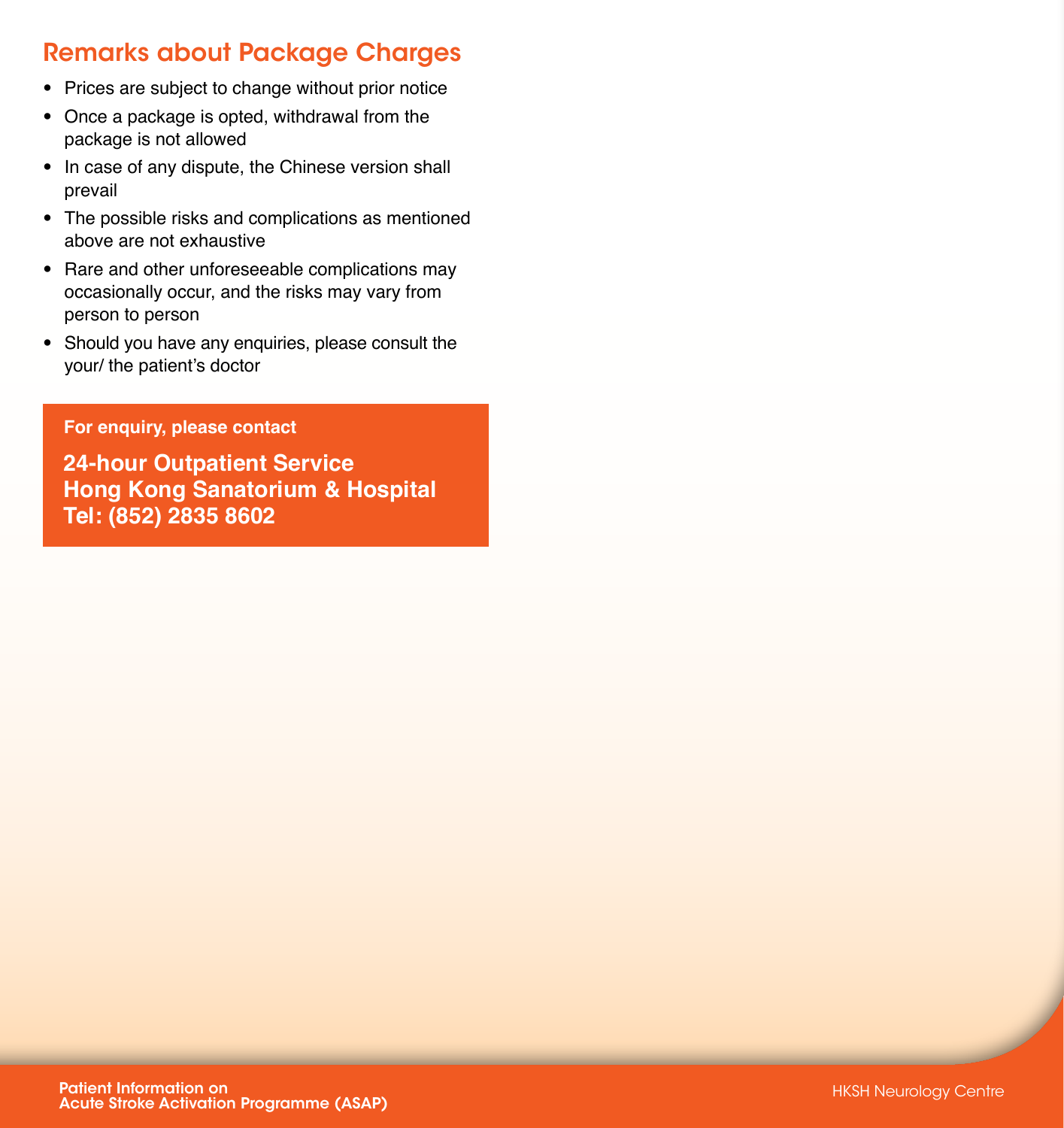## Remarks about Package Charges

- Prices are subject to change without prior notice
- Once a package is opted, withdrawal from the package is not allowed
- In case of any dispute, the Chinese version shall prevail
- The possible risks and complications as mentioned above are not exhaustive
- Rare and other unforeseeable complications may occasionally occur, and the risks may vary from person to person
- Should you have any enquiries, please consult the your/ the patient's doctor

**For enquiry, please contact**

**24-hour Outpatient Service**
**Hong Kong Sanatorium & Hospital**
**Tel: (852) 2835 8602**